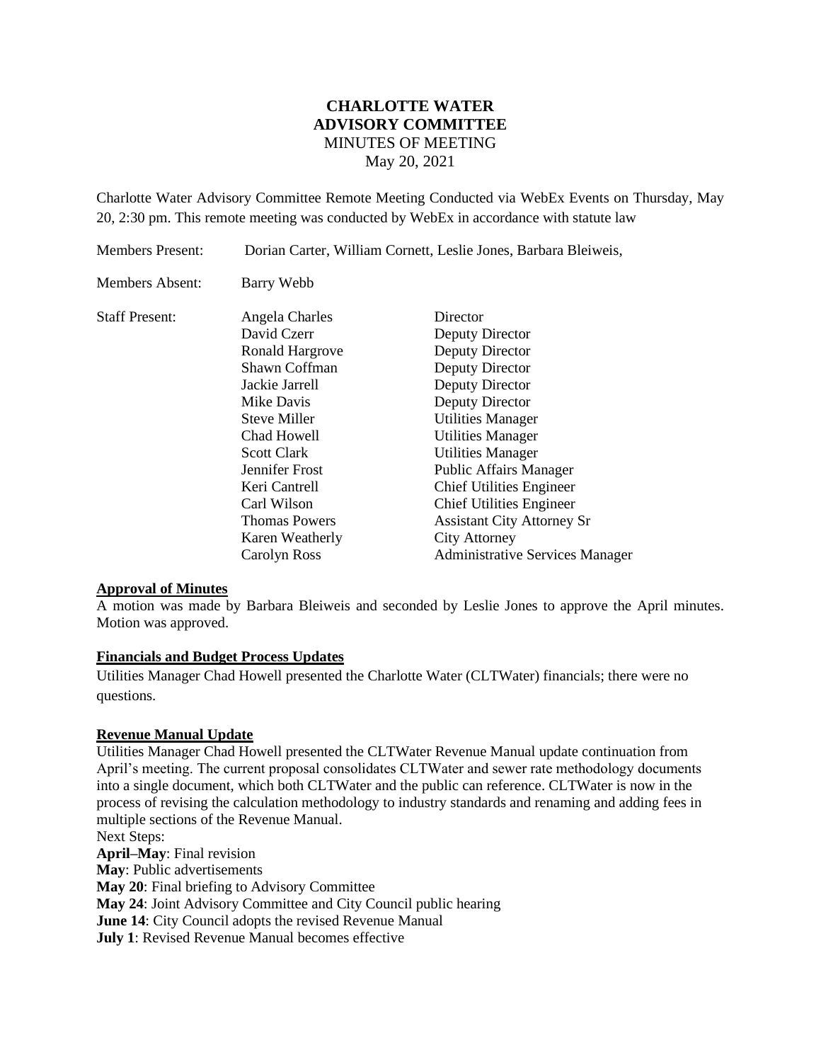# CHARLOTTE WATER ADVISORY COMMITTEE

MINUTES OF MEETING

May 20, 2021

Charlotte Water Advisory Committee Remote Meeting Conducted via WebEx Events on Thursday, May 20, 2:30 pm. This remote meeting was conducted by WebEx in accordance with statute law

Members Present: Dorian Carter, William Cornett, Leslie Jones, Barbara Bleiweis,

Members Absent: Barry Webb

| Staff Present: | | |
|---|---|---|
| | Angela Charles | Director |
| | David Czerr | Deputy Director |
| | Ronald Hargrove | Deputy Director |
| | Shawn Coffman | Deputy Director |
| | Jackie Jarrell | Deputy Director |
| | Mike Davis | Deputy Director |
| | Steve Miller | Utilities Manager |
| | Chad Howell | Utilities Manager |
| | Scott Clark | Utilities Manager |
| | Jennifer Frost | Public Affairs Manager |
| | Keri Cantrell | Chief Utilities Engineer |
| | Carl Wilson | Chief Utilities Engineer |
| | Thomas Powers | Assistant City Attorney Sr |
| | Karen Weatherly | City Attorney |
| | Carolyn Ross | Administrative Services Manager |

**Approval of Minutes**

A motion was made by Barbara Bleiweis and seconded by Leslie Jones to approve the April minutes. Motion was approved.

**Financials and Budget Process Updates**

Utilities Manager Chad Howell presented the Charlotte Water (CLTWater) financials; there were no questions.

**Revenue Manual Update**

Utilities Manager Chad Howell presented the CLTWater Revenue Manual update continuation from April's meeting. The current proposal consolidates CLTWater and sewer rate methodology documents into a single document, which both CLTWater and the public can reference. CLTWater is now in the process of revising the calculation methodology to industry standards and renaming and adding fees in multiple sections of the Revenue Manual.

Next Steps:

**April–May**: Final revision

**May**: Public advertisements

**May 20**: Final briefing to Advisory Committee

**May 24**: Joint Advisory Committee and City Council public hearing

**June 14**: City Council adopts the revised Revenue Manual

**July 1**: Revised Revenue Manual becomes effective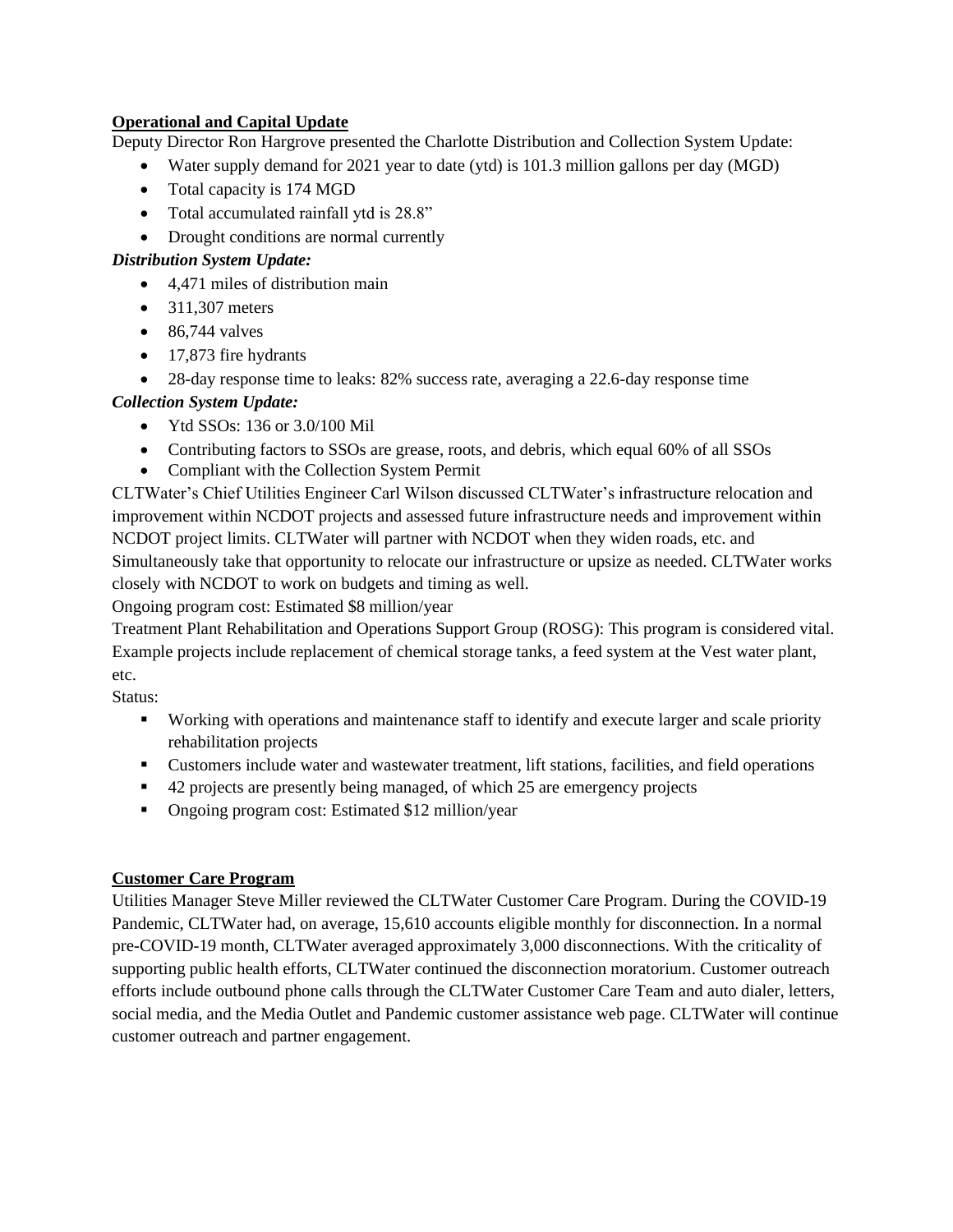**Operational and Capital Update**

Deputy Director Ron Hargrove presented the Charlotte Distribution and Collection System Update:

- Water supply demand for 2021 year to date (ytd) is 101.3 million gallons per day (MGD)
- Total capacity is 174 MGD
- Total accumulated rainfall ytd is 28.8"
- Drought conditions are normal currently

***Distribution System Update:***

- 4,471 miles of distribution main
- 311,307 meters
- 86,744 valves
- 17,873 fire hydrants
- 28-day response time to leaks: 82% success rate, averaging a 22.6-day response time

***Collection System Update:***

- Ytd SSOs: 136 or 3.0/100 Mil
- Contributing factors to SSOs are grease, roots, and debris, which equal 60% of all SSOs
- Compliant with the Collection System Permit

CLTWater's Chief Utilities Engineer Carl Wilson discussed CLTWater's infrastructure relocation and improvement within NCDOT projects and assessed future infrastructure needs and improvement within NCDOT project limits. CLTWater will partner with NCDOT when they widen roads, etc. and Simultaneously take that opportunity to relocate our infrastructure or upsize as needed. CLTWater works closely with NCDOT to work on budgets and timing as well.

Ongoing program cost: Estimated $8 million/year

Treatment Plant Rehabilitation and Operations Support Group (ROSG): This program is considered vital. Example projects include replacement of chemical storage tanks, a feed system at the Vest water plant, etc.

Status:

- Working with operations and maintenance staff to identify and execute larger and scale priority rehabilitation projects
- Customers include water and wastewater treatment, lift stations, facilities, and field operations
- 42 projects are presently being managed, of which 25 are emergency projects
- Ongoing program cost: Estimated $12 million/year

**Customer Care Program**

Utilities Manager Steve Miller reviewed the CLTWater Customer Care Program. During the COVID-19 Pandemic, CLTWater had, on average, 15,610 accounts eligible monthly for disconnection. In a normal pre-COVID-19 month, CLTWater averaged approximately 3,000 disconnections. With the criticality of supporting public health efforts, CLTWater continued the disconnection moratorium. Customer outreach efforts include outbound phone calls through the CLTWater Customer Care Team and auto dialer, letters, social media, and the Media Outlet and Pandemic customer assistance web page. CLTWater will continue customer outreach and partner engagement.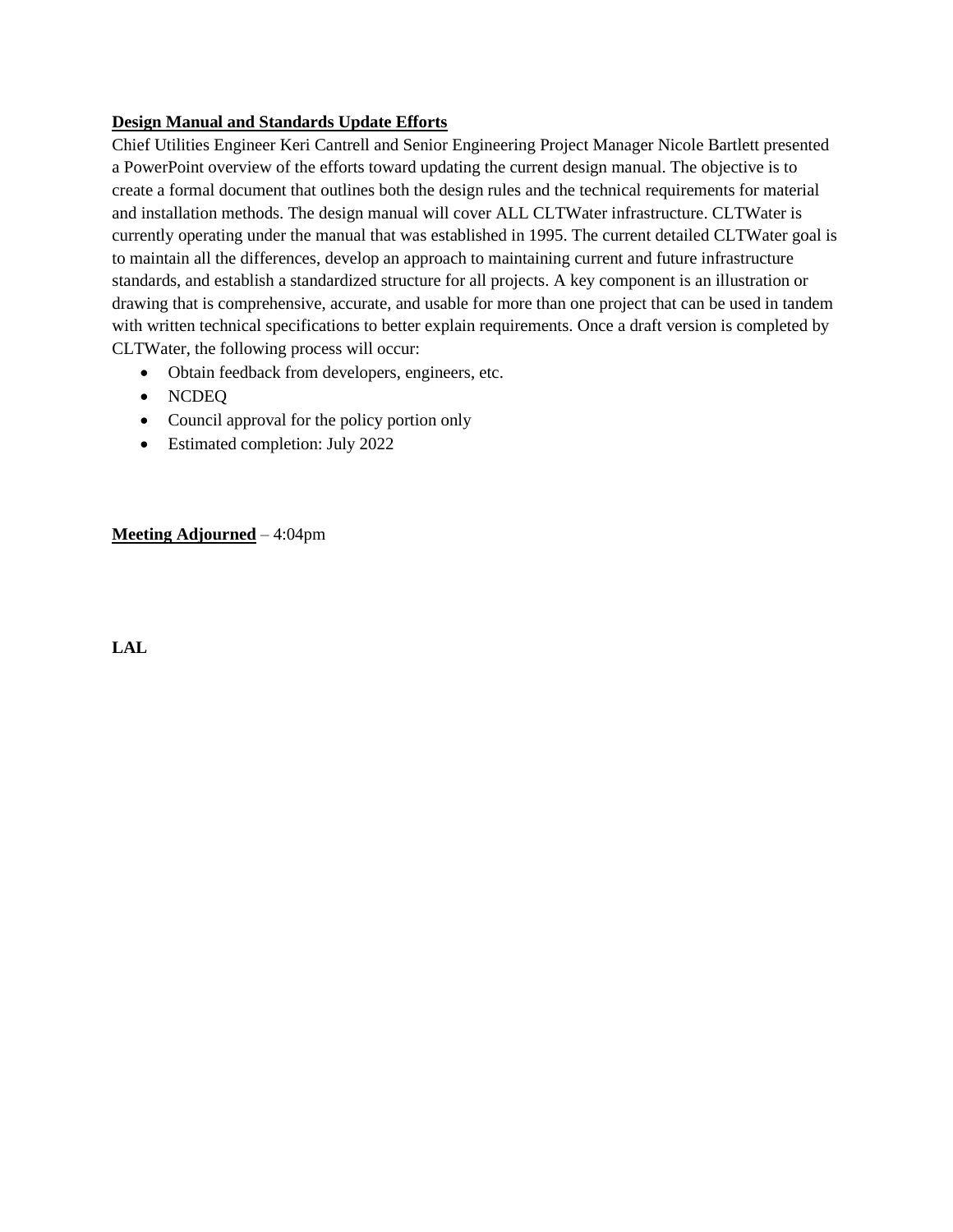**Design Manual and Standards Update Efforts**

Chief Utilities Engineer Keri Cantrell and Senior Engineering Project Manager Nicole Bartlett presented a PowerPoint overview of the efforts toward updating the current design manual. The objective is to create a formal document that outlines both the design rules and the technical requirements for material and installation methods. The design manual will cover ALL CLTWater infrastructure. CLTWater is currently operating under the manual that was established in 1995. The current detailed CLTWater goal is to maintain all the differences, develop an approach to maintaining current and future infrastructure standards, and establish a standardized structure for all projects. A key component is an illustration or drawing that is comprehensive, accurate, and usable for more than one project that can be used in tandem with written technical specifications to better explain requirements. Once a draft version is completed by CLTWater, the following process will occur:

- Obtain feedback from developers, engineers, etc.
- NCDEQ
- Council approval for the policy portion only
- Estimated completion: July 2022

**Meeting Adjourned** – 4:04pm

**LAL**